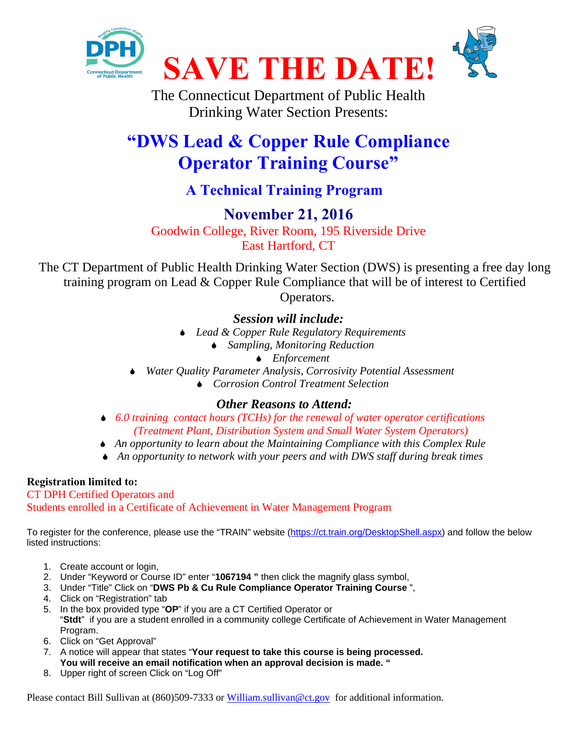# SAVE THE DATE!

The Connecticut Department of Public Health
Drinking Water Section Presents:

## "DWS Lead & Copper Rule Compliance Operator Training Course"

### A Technical Training Program

### November 21, 2016

Goodwin College, River Room, 195 Riverside Drive
East Hartford, CT

The CT Department of Public Health Drinking Water Section (DWS) is presenting a free day long training program on Lead & Copper Rule Compliance that will be of interest to Certified Operators.

### *Session will include:*

- *Lead & Copper Rule Regulatory Requirements*
- *Sampling, Monitoring Reduction*
- *Enforcement*
- *Water Quality Parameter Analysis, Corrosivity Potential Assessment*
- *Corrosion Control Treatment Selection*

### *Other Reasons to Attend:*

- *6.0 training contact hours (TCHs) for the renewal of water operator certifications (Treatment Plant, Distribution System and Small Water System Operators)*
- *An opportunity to learn about the Maintaining Compliance with this Complex Rule*
- *An opportunity to network with your peers and with DWS staff during break times*

**Registration limited to:**
CT DPH Certified Operators and
Students enrolled in a Certificate of Achievement in Water Management Program

To register for the conference, please use the "TRAIN" website (https://ct.train.org/DesktopShell.aspx) and follow the below listed instructions:

1. Create account or login,
2. Under "Keyword or Course ID" enter "**1067194 "** then click the magnify glass symbol,
3. Under "Title" Click on "**DWS Pb & Cu Rule Compliance Operator Training Course** ",
4. Click on "Registration" tab
5. In the box provided type "**OP**" if you are a CT Certified Operator or "**Stdt**" if you are a student enrolled in a community college Certificate of Achievement in Water Management Program.
6. Click on "Get Approval"
7. A notice will appear that states "**Your request to take this course is being processed. You will receive an email notification when an approval decision is made. "**
8. Upper right of screen Click on "Log Off"

Please contact Bill Sullivan at (860)509-7333 or William.sullivan@ct.gov for additional information.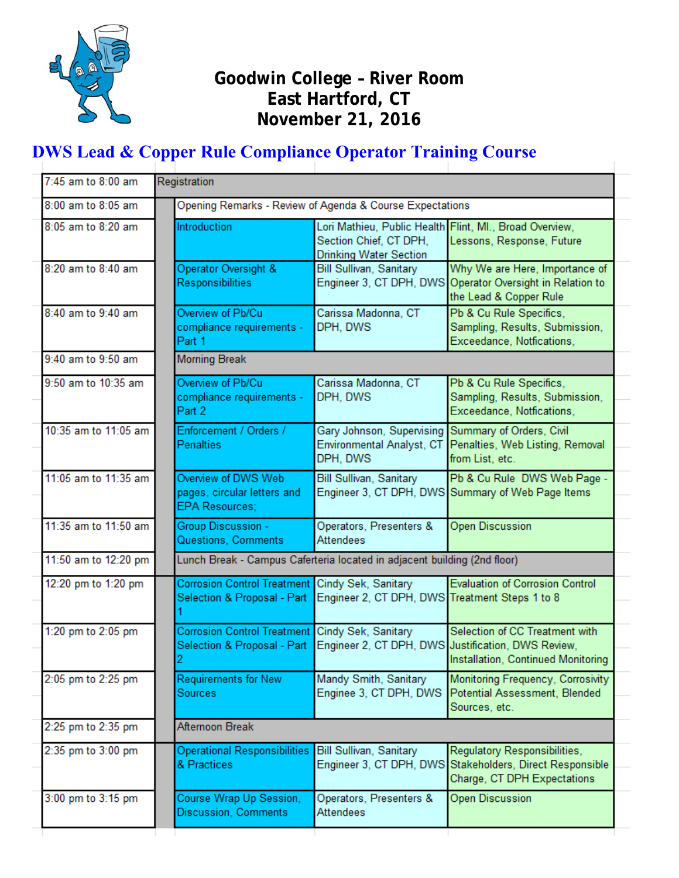# Goodwin College – River Room
# East Hartford, CT
# November 21, 2016

## DWS Lead & Copper Rule Compliance Operator Training Course

| Time | Session | Presenter | Topics |
|---|---|---|---|
| 7:45 am to 8:00 am | Registration | | |
| 8:00 am to 8:05 am | Opening Remarks - Review of Agenda & Course Expectations | | |
| 8:05 am to 8:20 am | Introduction | Lori Mathieu, Public Health Section Chief, CT DPH, Drinking Water Section | Flint, MI., Broad Overview, Lessons, Response, Future |
| 8:20 am to 8:40 am | Operator Oversight & Responsibilities | Bill Sullivan, Sanitary Engineer 3, CT DPH, DWS | Why We are Here, Importance of Operator Oversight in Relation to the Lead & Copper Rule |
| 8:40 am to 9:40 am | Overview of Pb/Cu compliance requirements - Part 1 | Carissa Madonna, CT DPH, DWS | Pb & Cu Rule Specifics, Sampling, Results, Submission, Exceedance, Notfications, |
| 9:40 am to 9:50 am | Morning Break | | |
| 9:50 am to 10:35 am | Overview of Pb/Cu compliance requirements - Part 2 | Carissa Madonna, CT DPH, DWS | Pb & Cu Rule Specifics, Sampling, Results, Submission, Exceedance, Notfications, |
| 10:35 am to 11:05 am | Enforcement / Orders / Penalties | Gary Johnson, Supervising Environmental Analyst, CT DPH, DWS | Summary of Orders, Civil Penalties, Web Listing, Removal from List, etc. |
| 11:05 am to 11:35 am | Overview of DWS Web pages, circular letters and EPA Resources; | Bill Sullivan, Sanitary Engineer 3, CT DPH, DWS | Pb & Cu Rule DWS Web Page - Summary of Web Page Items |
| 11:35 am to 11:50 am | Group Discussion - Questions, Comments | Operators, Presenters & Attendees | Open Discussion |
| 11:50 am to 12:20 pm | Lunch Break - Campus Caferteria located in adjacent building (2nd floor) | | |
| 12:20 pm to 1:20 pm | Corrosion Control Treatment Selection & Proposal - Part 1 | Cindy Sek, Sanitary Engineer 2, CT DPH, DWS | Evaluation of Corrosion Control Treatment Steps 1 to 8 |
| 1:20 pm to 2:05 pm | Corrosion Control Treatment Selection & Proposal - Part 2 | Cindy Sek, Sanitary Engineer 2, CT DPH, DWS | Selection of CC Treatment with Justification, DWS Review, Installation, Continued Monitoring |
| 2:05 pm to 2:25 pm | Requirements for New Sources | Mandy Smith, Sanitary Enginee 3, CT DPH, DWS | Monitoring Frequency, Corrosivity Potential Assessment, Blended Sources, etc. |
| 2:25 pm to 2:35 pm | Afternoon Break | | |
| 2:35 pm to 3:00 pm | Operational Responsibilities & Practices | Bill Sullivan, Sanitary Engineer 3, CT DPH, DWS | Regulatory Responsibilities, Stakeholders, Direct Responsible Charge, CT DPH Expectations |
| 3:00 pm to 3:15 pm | Course Wrap Up Session, Discussion, Comments | Operators, Presenters & Attendees | Open Discussion |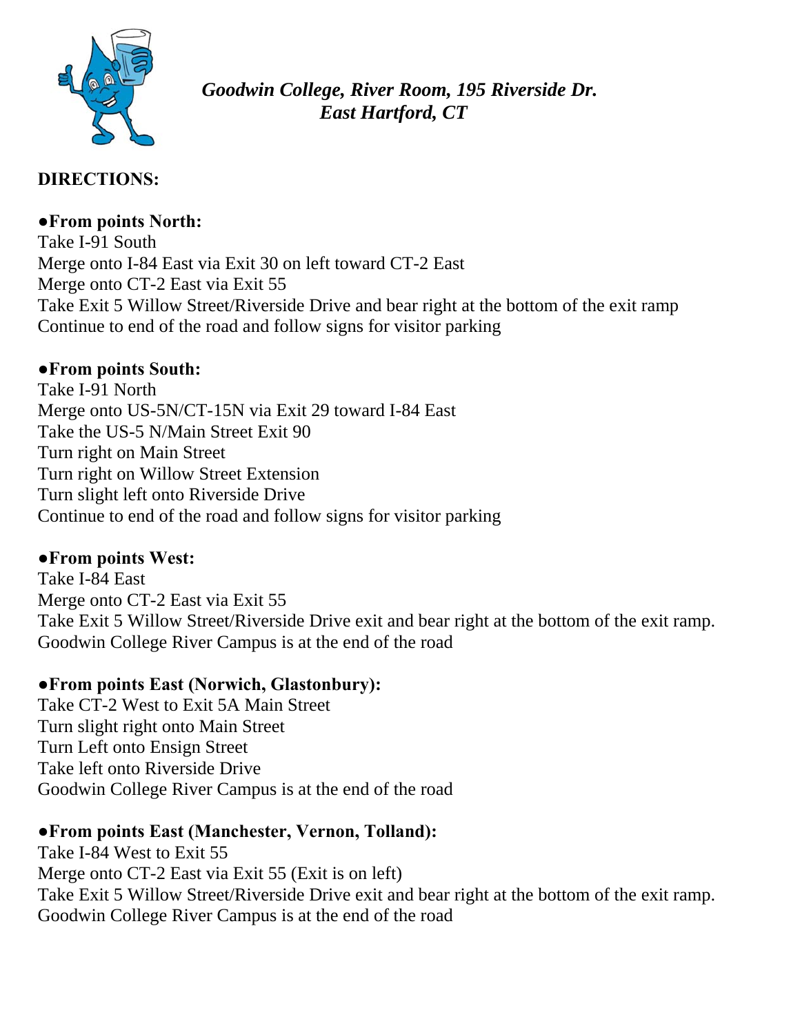*Goodwin College, River Room, 195 Riverside Dr.*
*East Hartford, CT*

**DIRECTIONS:**

**●From points North:**
Take I-91 South
Merge onto I-84 East via Exit 30 on left toward CT-2 East
Merge onto CT-2 East via Exit 55
Take Exit 5 Willow Street/Riverside Drive and bear right at the bottom of the exit ramp
Continue to end of the road and follow signs for visitor parking

**●From points South:**
Take I-91 North
Merge onto US-5N/CT-15N via Exit 29 toward I-84 East
Take the US-5 N/Main Street Exit 90
Turn right on Main Street
Turn right on Willow Street Extension
Turn slight left onto Riverside Drive
Continue to end of the road and follow signs for visitor parking

**●From points West:**
Take I-84 East
Merge onto CT-2 East via Exit 55
Take Exit 5 Willow Street/Riverside Drive exit and bear right at the bottom of the exit ramp.
Goodwin College River Campus is at the end of the road

**●From points East (Norwich, Glastonbury):**
Take CT-2 West to Exit 5A Main Street
Turn slight right onto Main Street
Turn Left onto Ensign Street
Take left onto Riverside Drive
Goodwin College River Campus is at the end of the road

**●From points East (Manchester, Vernon, Tolland):**
Take I-84 West to Exit 55
Merge onto CT-2 East via Exit 55 (Exit is on left)
Take Exit 5 Willow Street/Riverside Drive exit and bear right at the bottom of the exit ramp.
Goodwin College River Campus is at the end of the road